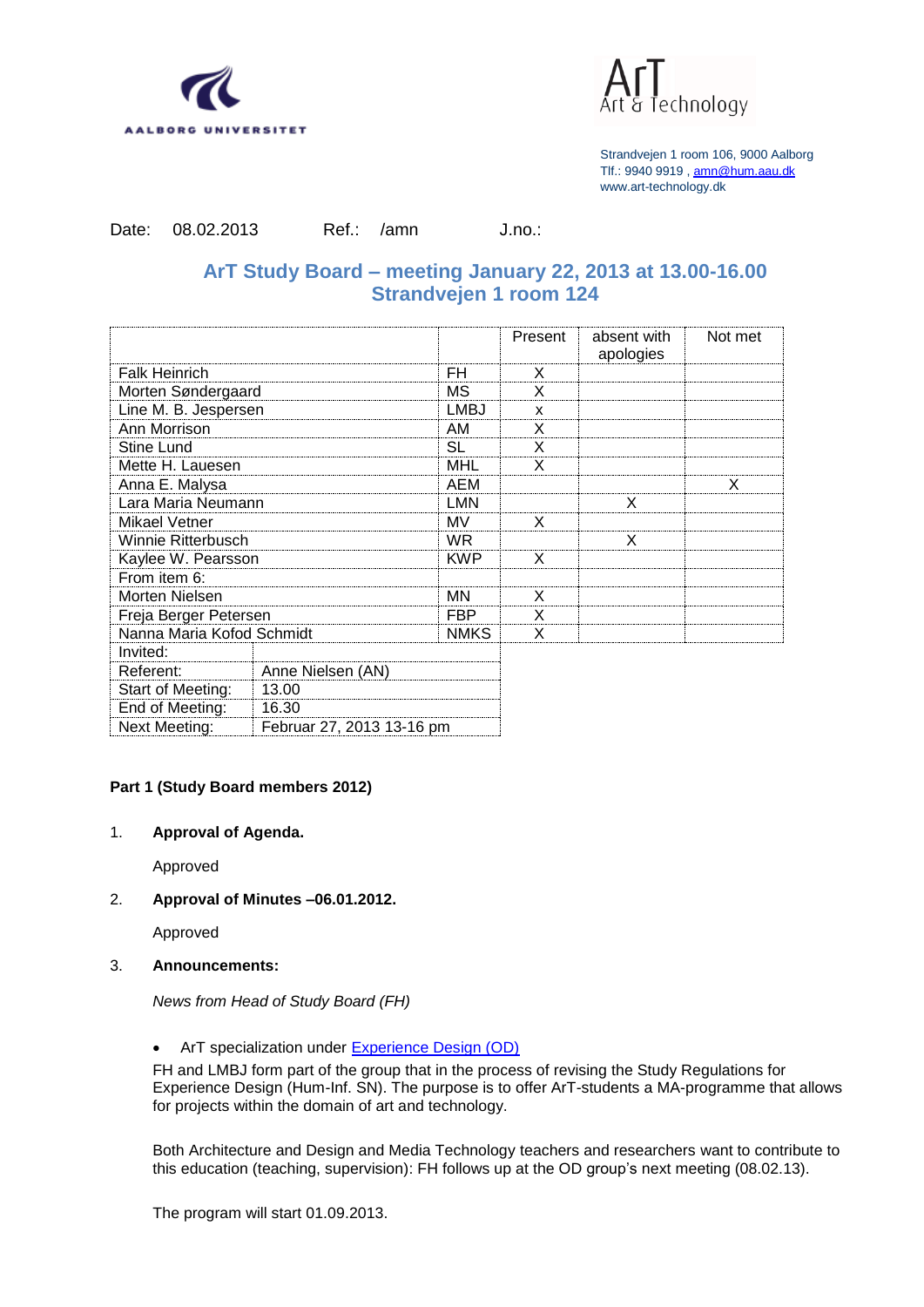AALBORG UNIVERSITET

ArT Art & Technology

Strandvejen 1 room 106, 9000 Aalborg
Tlf.: 9940 9919 , amn@hum.aau.dk
www.art-technology.dk

Date: 08.02.2013 Ref.: /amn J.no.:

## ArT Study Board – meeting January 22, 2013 at 13.00-16.00 Strandvejen 1 room 124

| | | Present | absent with apologies | Not met |
|---|---|---|---|---|
| Falk Heinrich | FH | X | | |
| Morten Søndergaard | MS | X | | |
| Line M. B. Jespersen | LMBJ | x | | |
| Ann Morrison | AM | X | | |
| Stine Lund | SL | X | | |
| Mette H. Lauesen | MHL | X | | |
| Anna E. Malysa | AEM | | | X |
| Lara Maria Neumann | LMN | | X | |
| Mikael Vetner | MV | X | | |
| Winnie Ritterbusch | WR | | X | |
| Kaylee W. Pearsson | KWP | X | | |
| From item 6: | | | | |
| Morten Nielsen | MN | X | | |
| Freja Berger Petersen | FBP | X | | |
| Nanna Maria Kofod Schmidt | NMKS | X | | |

| | |
|---|---|
| Invited: | |
| Referent: | Anne Nielsen (AN) |
| Start of Meeting: | 13.00 |
| End of Meeting: | 16.30 |
| Next Meeting: | Februar 27, 2013 13-16 pm |

**Part 1 (Study Board members 2012)**

1. **Approval of Agenda.**

   Approved

2. **Approval of Minutes –06.01.2012.**

   Approved

3. **Announcements:**

   *News from Head of Study Board (FH)*

   - ArT specialization under Experience Design (OD)

   FH and LMBJ form part of the group that in the process of revising the Study Regulations for Experience Design (Hum-Inf. SN). The purpose is to offer ArT-students a MA-programme that allows for projects within the domain of art and technology.

   Both Architecture and Design and Media Technology teachers and researchers want to contribute to this education (teaching, supervision): FH follows up at the OD group's next meeting (08.02.13).

   The program will start 01.09.2013.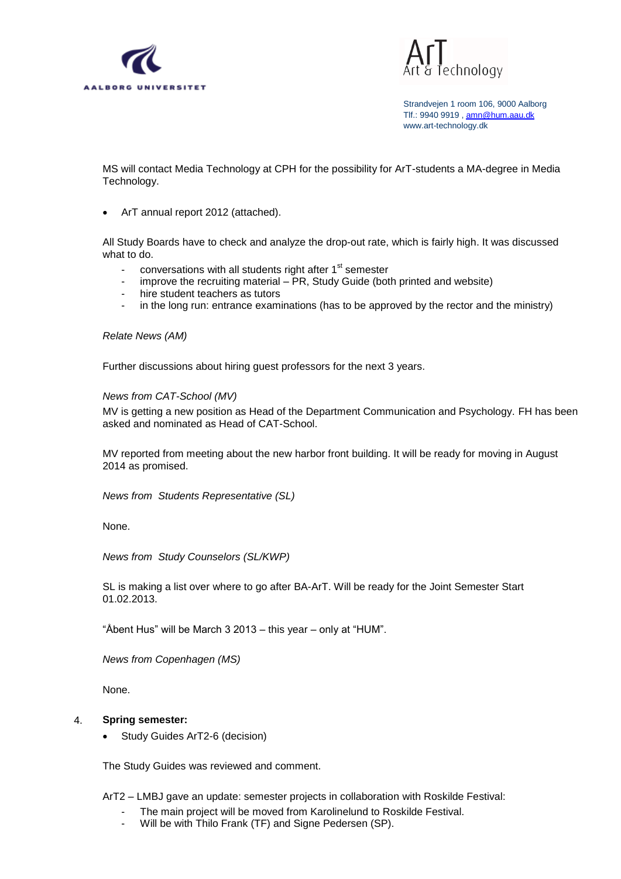MS will contact Media Technology at CPH for the possibility for ArT-students a MA-degree in Media Technology.

- ArT annual report 2012 (attached).

All Study Boards have to check and analyze the drop-out rate, which is fairly high. It was discussed what to do.

- conversations with all students right after 1st semester
- improve the recruiting material – PR, Study Guide (both printed and website)
- hire student teachers as tutors
- in the long run: entrance examinations (has to be approved by the rector and the ministry)

*Relate News (AM)*

Further discussions about hiring guest professors for the next 3 years.

*News from CAT-School (MV)*

MV is getting a new position as Head of the Department Communication and Psychology. FH has been asked and nominated as Head of CAT-School.

MV reported from meeting about the new harbor front building. It will be ready for moving in August 2014 as promised.

*News from Students Representative (SL)*

None.

*News from Study Counselors (SL/KWP)*

SL is making a list over where to go after BA-ArT. Will be ready for the Joint Semester Start 01.02.2013.

"Åbent Hus" will be March 3 2013 – this year – only at "HUM".

*News from Copenhagen (MS)*

None.

4. **Spring semester:**

- Study Guides ArT2-6 (decision)

The Study Guides was reviewed and comment.

ArT2 – LMBJ gave an update: semester projects in collaboration with Roskilde Festival:

- The main project will be moved from Karolinelund to Roskilde Festival.
- Will be with Thilo Frank (TF) and Signe Pedersen (SP).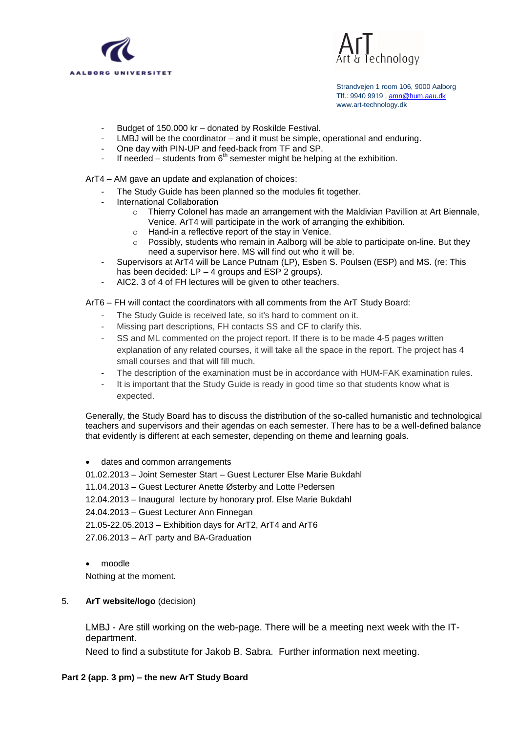- Budget of 150.000 kr – donated by Roskilde Festival.
- LMBJ will be the coordinator – and it must be simple, operational and enduring.
- One day with PIN-UP and feed-back from TF and SP.
- If needed – students from 6th semester might be helping at the exhibition.

ArT4 – AM gave an update and explanation of choices:

- The Study Guide has been planned so the modules fit together.
- International Collaboration
  - Thierry Colonel has made an arrangement with the Maldivian Pavillion at Art Biennale, Venice. ArT4 will participate in the work of arranging the exhibition.
  - Hand-in a reflective report of the stay in Venice.
  - Possibly, students who remain in Aalborg will be able to participate on-line. But they need a supervisor here. MS will find out who it will be.
- Supervisors at ArT4 will be Lance Putnam (LP), Esben S. Poulsen (ESP) and MS. (re: This has been decided: LP – 4 groups and ESP 2 groups).
- AIC2. 3 of 4 of FH lectures will be given to other teachers.

ArT6 – FH will contact the coordinators with all comments from the ArT Study Board:

- The Study Guide is received late, so it's hard to comment on it.
- Missing part descriptions, FH contacts SS and CF to clarify this.
- SS and ML commented on the project report. If there is to be made 4-5 pages written explanation of any related courses, it will take all the space in the report. The project has 4 small courses and that will fill much.
- The description of the examination must be in accordance with HUM-FAK examination rules.
- It is important that the Study Guide is ready in good time so that students know what is expected.

Generally, the Study Board has to discuss the distribution of the so-called humanistic and technological teachers and supervisors and their agendas on each semester. There has to be a well-defined balance that evidently is different at each semester, depending on theme and learning goals.

- dates and common arrangements

01.02.2013 – Joint Semester Start – Guest Lecturer Else Marie Bukdahl

11.04.2013 – Guest Lecturer Anette Østerby and Lotte Pedersen

12.04.2013 – Inaugural lecture by honorary prof. Else Marie Bukdahl

24.04.2013 – Guest Lecturer Ann Finnegan

21.05-22.05.2013 – Exhibition days for ArT2, ArT4 and ArT6

27.06.2013 – ArT party and BA-Graduation

- moodle

Nothing at the moment.

5. **ArT website/logo** (decision)

LMBJ - Are still working on the web-page. There will be a meeting next week with the IT-department.

Need to find a substitute for Jakob B. Sabra. Further information next meeting.

**Part 2 (app. 3 pm) – the new ArT Study Board**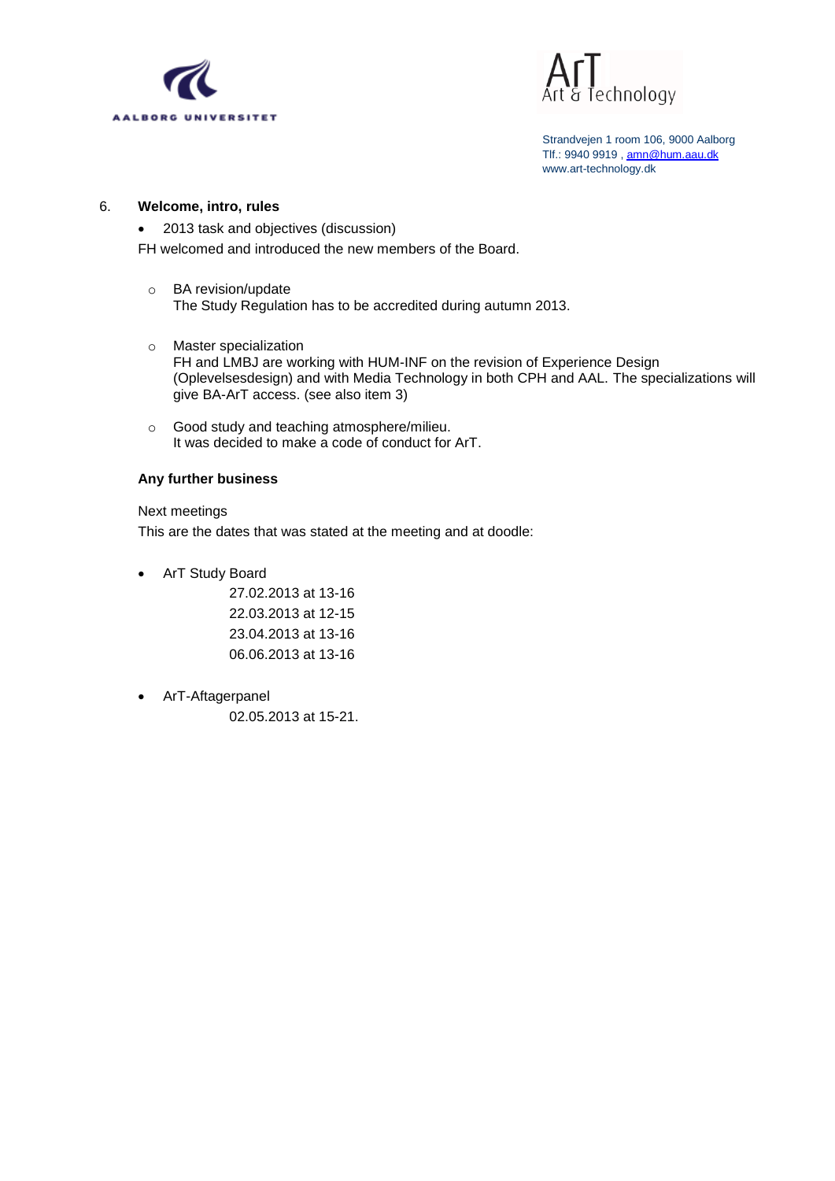Strandvejen 1 room 106, 9000 Aalborg
Tlf.: 9940 9919 , amn@hum.aau.dk
www.art-technology.dk

6. **Welcome, intro, rules**

- 2013 task and objectives (discussion)

FH welcomed and introduced the new members of the Board.

  - BA revision/update
    The Study Regulation has to be accredited during autumn 2013.

  - Master specialization
    FH and LMBJ are working with HUM-INF on the revision of Experience Design (Oplevelsesdesign) and with Media Technology in both CPH and AAL. The specializations will give BA-ArT access. (see also item 3)

  - Good study and teaching atmosphere/milieu.
    It was decided to make a code of conduct for ArT.

**Any further business**

Next meetings

This are the dates that was stated at the meeting and at doodle:

- ArT Study Board
  27.02.2013 at 13-16
  22.03.2013 at 12-15
  23.04.2013 at 13-16
  06.06.2013 at 13-16

- ArT-Aftagerpanel
  02.05.2013 at 15-21.